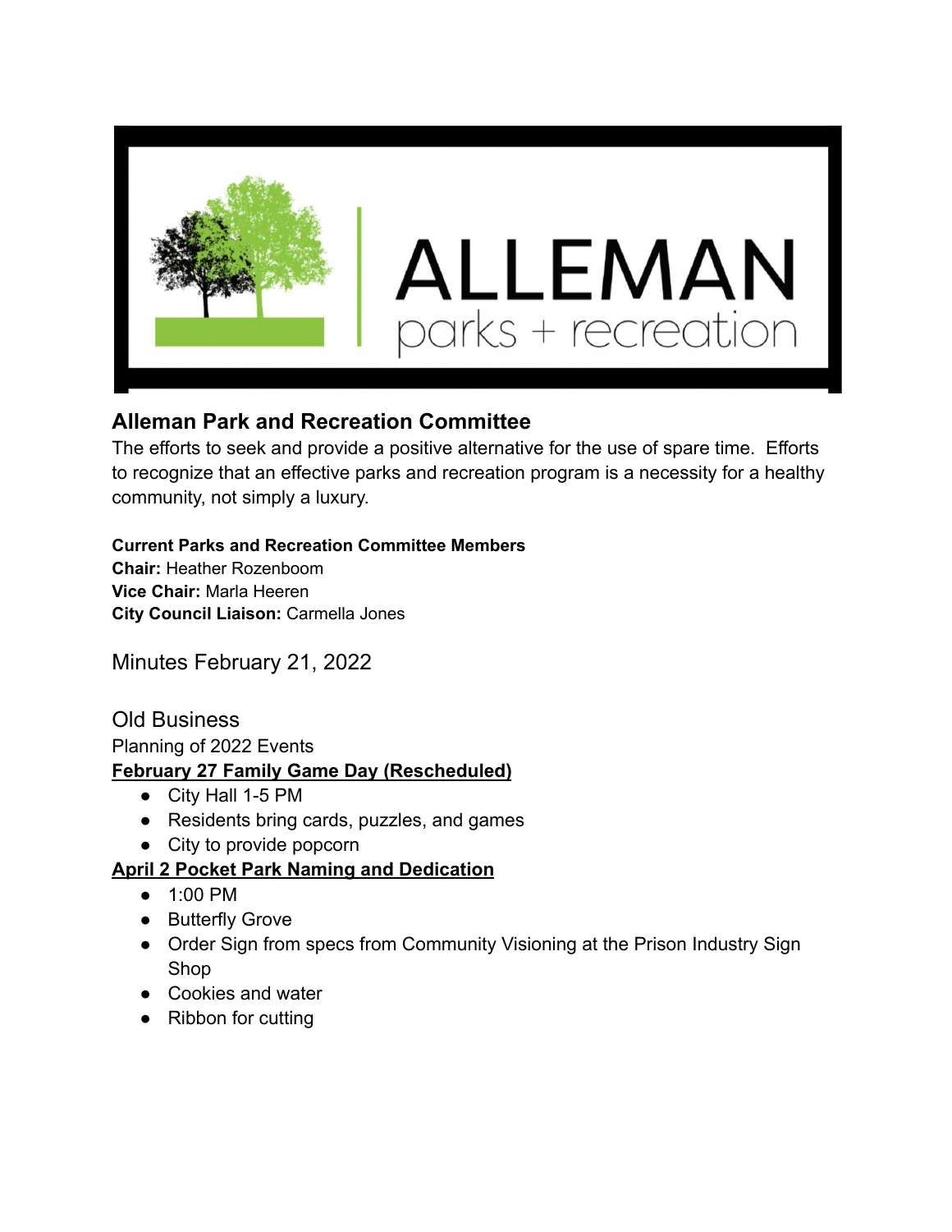## Alleman Park and Recreation Committee

The efforts to seek and provide a positive alternative for the use of spare time. Efforts to recognize that an effective parks and recreation program is a necessity for a healthy community, not simply a luxury.

**Current Parks and Recreation Committee Members**
**Chair:** Heather Rozenboom
**Vice Chair:** Marla Heeren
**City Council Liaison:** Carmella Jones

Minutes February 21, 2022

Old Business

Planning of 2022 Events

**February 27 Family Game Day (Rescheduled)**

- City Hall 1-5 PM
- Residents bring cards, puzzles, and games
- City to provide popcorn

**April 2 Pocket Park Naming and Dedication**

- 1:00 PM
- Butterfly Grove
- Order Sign from specs from Community Visioning at the Prison Industry Sign Shop
- Cookies and water
- Ribbon for cutting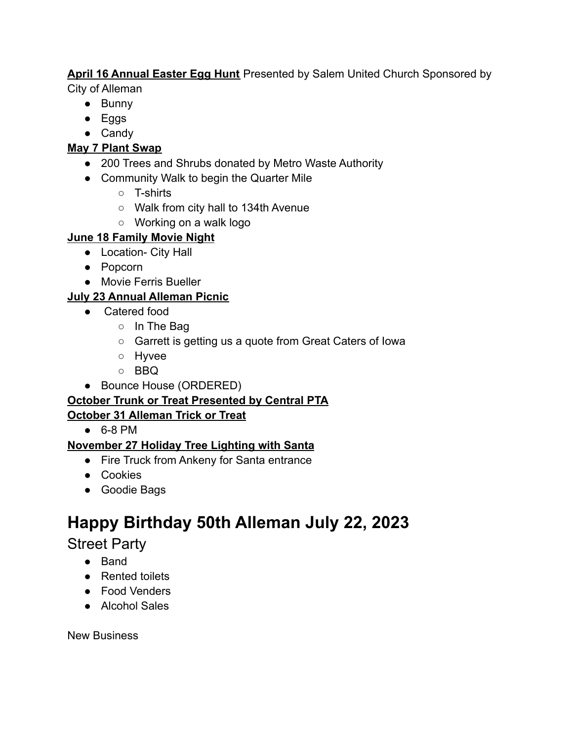**April 16 Annual Easter Egg Hunt** Presented by Salem United Church Sponsored by City of Alleman

- Bunny
- Eggs
- Candy

**May 7 Plant Swap**

- 200 Trees and Shrubs donated by Metro Waste Authority
- Community Walk to begin the Quarter Mile
    - T-shirts
    - Walk from city hall to 134th Avenue
    - Working on a walk logo

**June 18 Family Movie Night**

- Location- City Hall
- Popcorn
- Movie Ferris Bueller

**July 23 Annual Alleman Picnic**

- Catered food
    - In The Bag
    - Garrett is getting us a quote from Great Caters of Iowa
    - Hyvee
    - BBQ
- Bounce House (ORDERED)

**October Trunk or Treat Presented by Central PTA**

**October 31 Alleman Trick or Treat**

- 6-8 PM

**November 27 Holiday Tree Lighting with Santa**

- Fire Truck from Ankeny for Santa entrance
- Cookies
- Goodie Bags

# Happy Birthday 50th Alleman July 22, 2023

## Street Party

- Band
- Rented toilets
- Food Venders
- Alcohol Sales

New Business